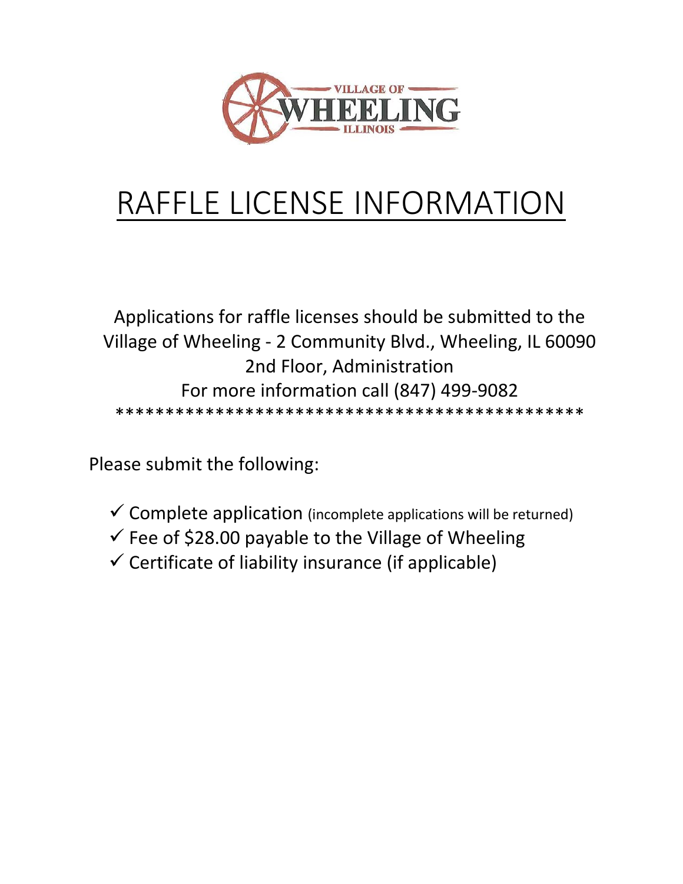VILLAGE OF WHEELING ILLINOIS

# RAFFLE LICENSE INFORMATION

Applications for raffle licenses should be submitted to the Village of Wheeling - 2 Community Blvd., Wheeling, IL 60090
2nd Floor, Administration
For more information call (847) 499-9082

\*\*\*\*\*\*\*\*\*\*\*\*\*\*\*\*\*\*\*\*\*\*\*\*\*\*\*\*\*\*\*\*\*\*\*\*\*\*\*\*\*\*\*\*\*\*\*\*

Please submit the following:

- ✓ Complete application (incomplete applications will be returned)
- ✓ Fee of $28.00 payable to the Village of Wheeling
- ✓ Certificate of liability insurance (if applicable)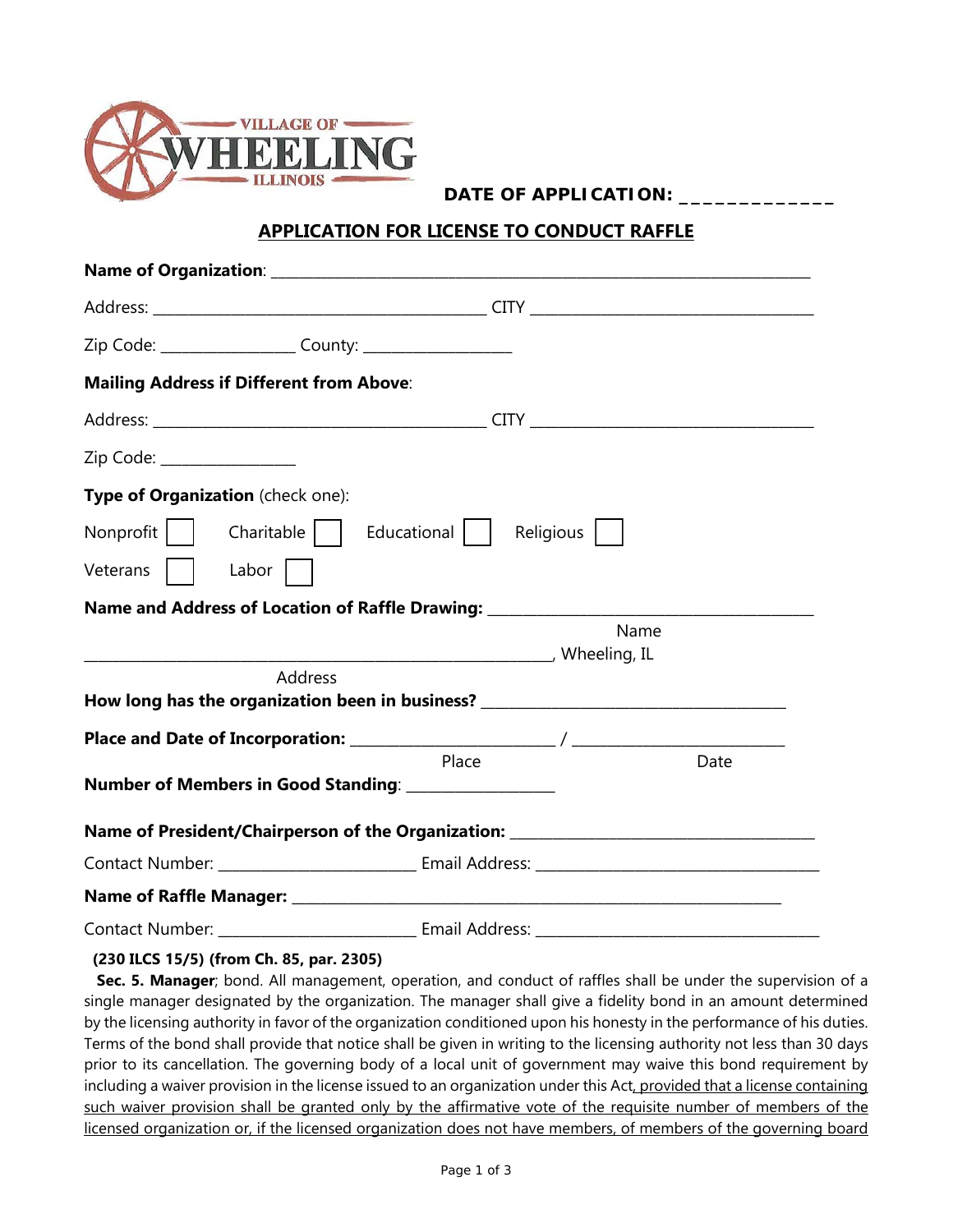VILLAGE OF WHEELING ILLINOIS

**DATE OF APPLICATION:** _____________

## APPLICATION FOR LICENSE TO CONDUCT RAFFLE

**Name of Organization**: ____________________________________________________________

Address: ________________________________________ CITY ___________________________________

Zip Code: ________________ County: __________________

**Mailing Address if Different from Above**:

Address: ________________________________________ CITY ___________________________________

Zip Code: ________________

**Type of Organization** (check one):

Nonprofit ☐ Charitable ☐ Educational ☐ Religious ☐

Veterans ☐ Labor ☐

**Name and Address of Location of Raffle Drawing:** ________________________________________
Name

____________________________________________________________, Wheeling, IL
Address

**How long has the organization been in business?** ______________________________________

**Place and Date of Incorporation:** ________________________ / _________________________
Place Date

**Number of Members in Good Standing**: __________________

**Name of President/Chairperson of the Organization:** ____________________________________

Contact Number: ________________________ Email Address: ___________________________________

**Name of Raffle Manager:** ______________________________________________________________

Contact Number: ________________________ Email Address: ___________________________________

**(230 ILCS 15/5) (from Ch. 85, par. 2305)**

**Sec. 5. Manager**; bond. All management, operation, and conduct of raffles shall be under the supervision of a single manager designated by the organization. The manager shall give a fidelity bond in an amount determined by the licensing authority in favor of the organization conditioned upon his honesty in the performance of his duties. Terms of the bond shall provide that notice shall be given in writing to the licensing authority not less than 30 days prior to its cancellation. The governing body of a local unit of government may waive this bond requirement by including a waiver provision in the license issued to an organization under this Act<u>, provided that a license containing such waiver provision shall be granted only by the affirmative vote of the requisite number of members of the licensed organization or, if the licensed organization does not have members, of members of the governing board</u>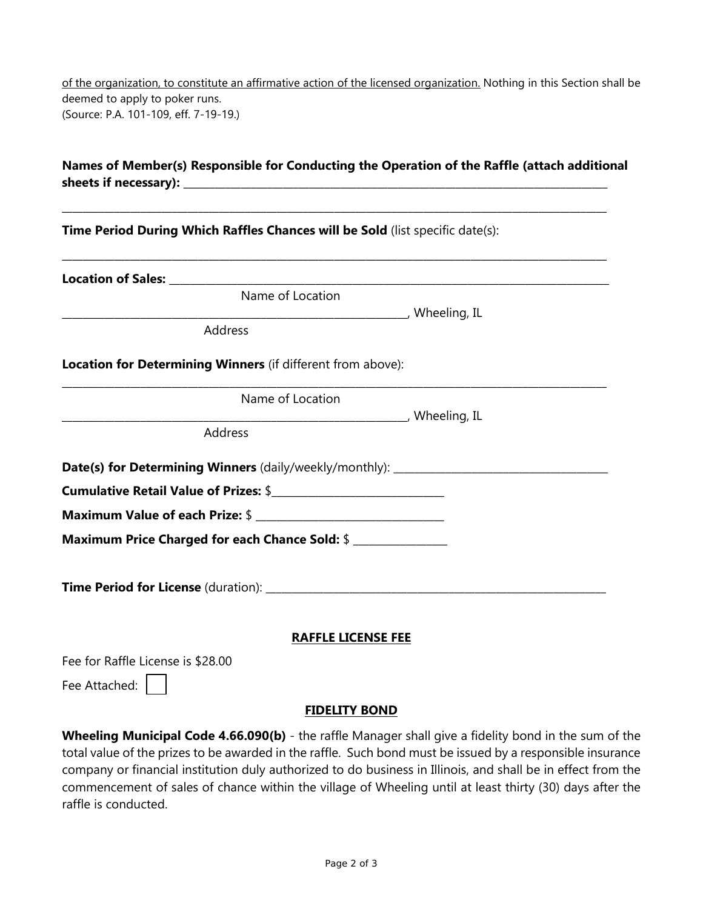<u>of the organization, to constitute an affirmative action of the licensed organization.</u> Nothing in this Section shall be deemed to apply to poker runs.
(Source: P.A. 101-109, eff. 7-19-19.)

**Names of Member(s) Responsible for Conducting the Operation of the Raffle (attach additional sheets if necessary):** ____________________________________________________________

____________________________________________________________________________________

**Time Period During Which Raffles Chances will be Sold** (list specific date(s):

____________________________________________________________________________________

**Location of Sales:** ______________________________________________________________

Name of Location

_____________________________________________________, Wheeling, IL

Address

**Location for Determining Winners** (if different from above):

____________________________________________________________________________________

Name of Location

_____________________________________________________, Wheeling, IL

Address

**Date(s) for Determining Winners** (daily/weekly/monthly): _______________________________

**Cumulative Retail Value of Prizes:** $___________________________

**Maximum Value of each Prize:** $ ___________________________

**Maximum Price Charged for each Chance Sold:** $ _______________

**Time Period for License** (duration): ____________________________________________________

**<u>RAFFLE LICENSE FEE</u>**

Fee for Raffle License is $28.00

Fee Attached: ☐

**<u>FIDELITY BOND</u>**

**Wheeling Municipal Code 4.66.090(b)** - the raffle Manager shall give a fidelity bond in the sum of the total value of the prizes to be awarded in the raffle. Such bond must be issued by a responsible insurance company or financial institution duly authorized to do business in Illinois, and shall be in effect from the commencement of sales of chance within the village of Wheeling until at least thirty (30) days after the raffle is conducted.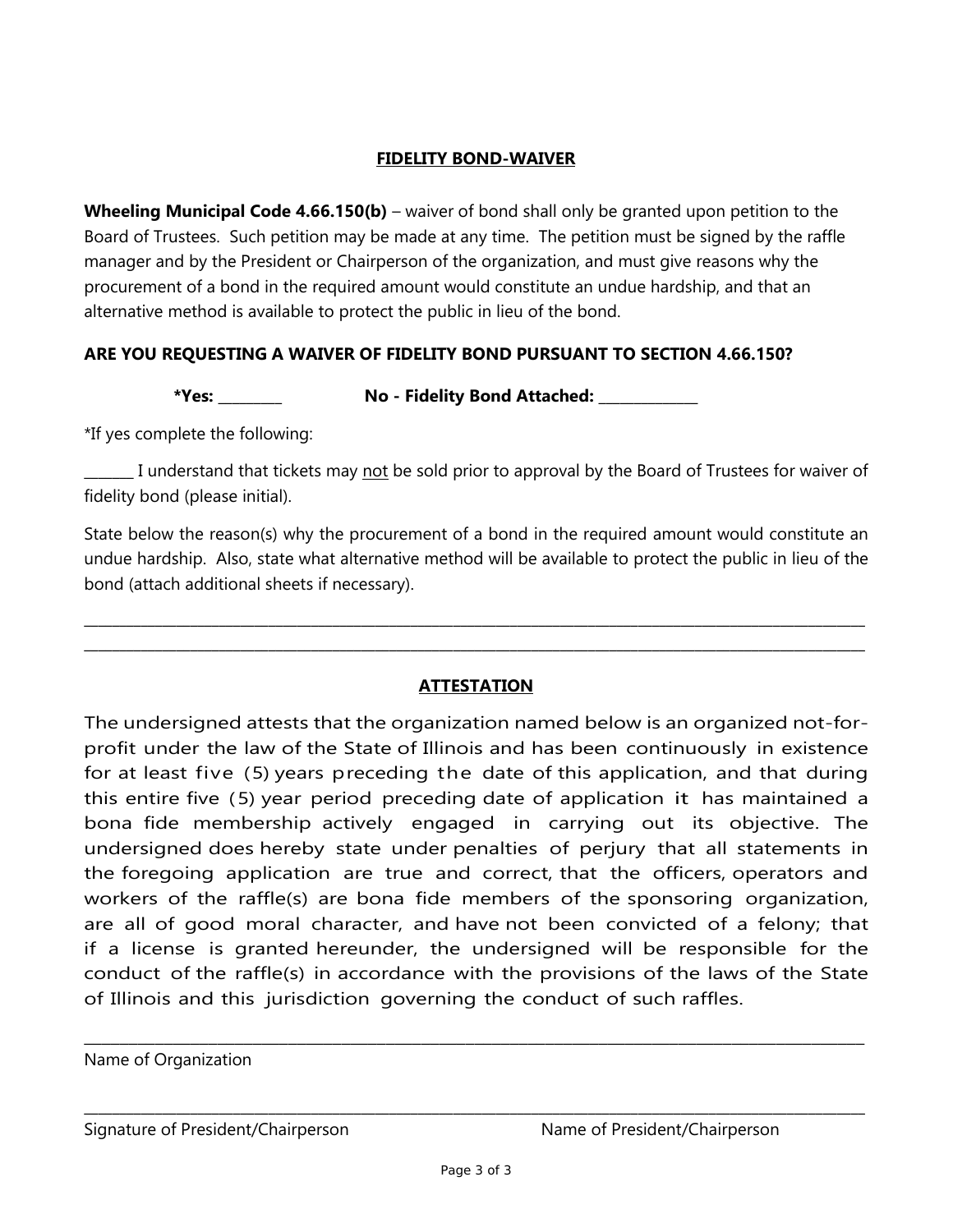## FIDELITY BOND-WAIVER

**Wheeling Municipal Code 4.66.150(b)** – waiver of bond shall only be granted upon petition to the Board of Trustees. Such petition may be made at any time. The petition must be signed by the raffle manager and by the President or Chairperson of the organization, and must give reasons why the procurement of a bond in the required amount would constitute an undue hardship, and that an alternative method is available to protect the public in lieu of the bond.

**ARE YOU REQUESTING A WAIVER OF FIDELITY BOND PURSUANT TO SECTION 4.66.150?**

**\*Yes: _________** **No - Fidelity Bond Attached: ______________**

*If yes complete the following:

_______ I understand that tickets may <u>not</u> be sold prior to approval by the Board of Trustees for waiver of fidelity bond (please initial).

State below the reason(s) why the procurement of a bond in the required amount would constitute an undue hardship. Also, state what alternative method will be available to protect the public in lieu of the bond (attach additional sheets if necessary).

______________________________________________________________________________________________

______________________________________________________________________________________________

## ATTESTATION

The undersigned attests that the organization named below is an organized not-for-profit under the law of the State of Illinois and has been continuously in existence for at least five (5) years preceding the date of this application, and that during this entire five (5) year period preceding date of application it has maintained a bona fide membership actively engaged in carrying out its objective. The undersigned does hereby state under penalties of perjury that all statements in the foregoing application are true and correct, that the officers, operators and workers of the raffle(s) are bona fide members of the sponsoring organization, are all of good moral character, and have not been convicted of a felony; that if a license is granted hereunder, the undersigned will be responsible for the conduct of the raffle(s) in accordance with the provisions of the laws of the State of Illinois and this jurisdiction governing the conduct of such raffles.

______________________________________________________________________________________________

Name of Organization

______________________________________________________________________________________________

Signature of President/Chairperson Name of President/Chairperson